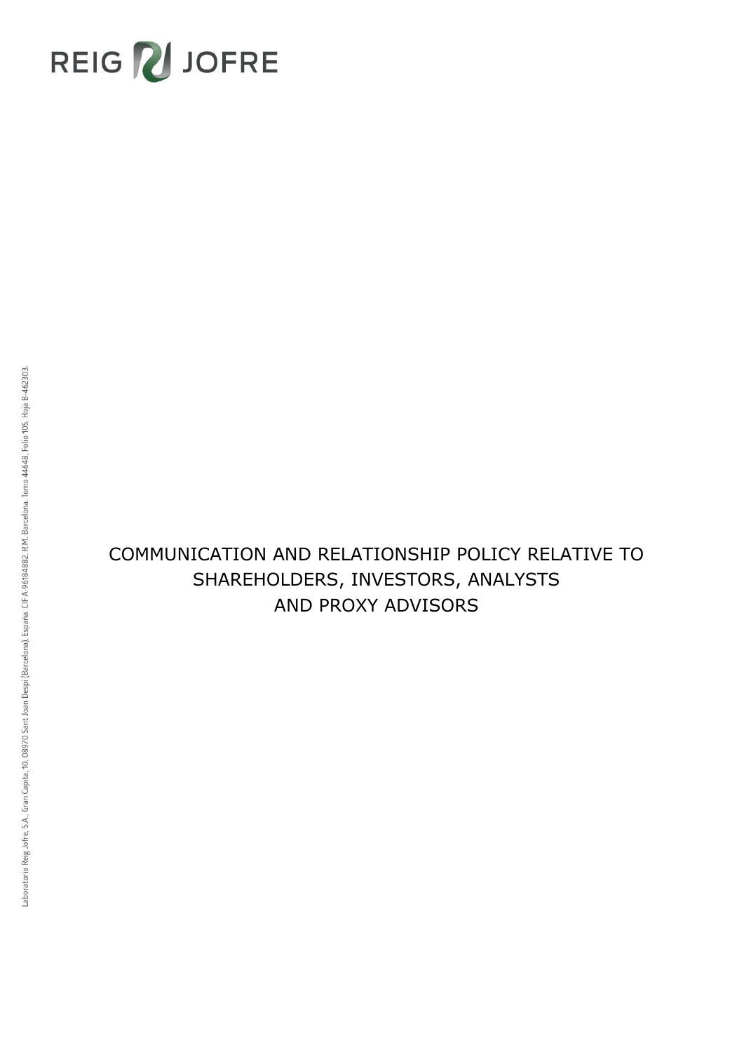# COMMUNICATION AND RELATIONSHIP POLICY RELATIVE TO SHAREHOLDERS, INVESTORS, ANALYSTS AND PROXY ADVISORS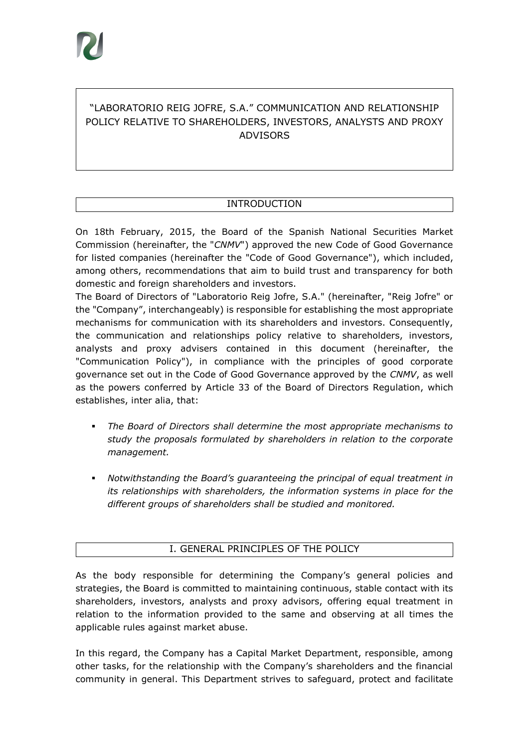# "LABORATORIO REIG JOFRE, S.A." COMMUNICATION AND RELATIONSHIP POLICY RELATIVE TO SHAREHOLDERS, INVESTORS, ANALYSTS AND PROXY ADVISORS

## INTRODUCTION

On 18th February, 2015, the Board of the Spanish National Securities Market Commission (hereinafter, the "*CNMV*") approved the new Code of Good Governance for listed companies (hereinafter the "Code of Good Governance"), which included, among others, recommendations that aim to build trust and transparency for both domestic and foreign shareholders and investors.

The Board of Directors of "Laboratorio Reig Jofre, S.A." (hereinafter, "Reig Jofre" or the "Company", interchangeably) is responsible for establishing the most appropriate mechanisms for communication with its shareholders and investors. Consequently, the communication and relationships policy relative to shareholders, investors, analysts and proxy advisers contained in this document (hereinafter, the "Communication Policy"), in compliance with the principles of good corporate governance set out in the Code of Good Governance approved by the *CNMV*, as well as the powers conferred by Article 33 of the Board of Directors Regulation, which establishes, inter alia, that:

- *The Board of Directors shall determine the most appropriate mechanisms to study the proposals formulated by shareholders in relation to the corporate management.*
- *Notwithstanding the Board's guaranteeing the principal of equal treatment in its relationships with shareholders, the information systems in place for the different groups of shareholders shall be studied and monitored.*

## I. GENERAL PRINCIPLES OF THE POLICY

As the body responsible for determining the Company's general policies and strategies, the Board is committed to maintaining continuous, stable contact with its shareholders, investors, analysts and proxy advisors, offering equal treatment in relation to the information provided to the same and observing at all times the applicable rules against market abuse.

In this regard, the Company has a Capital Market Department, responsible, among other tasks, for the relationship with the Company's shareholders and the financial community in general. This Department strives to safeguard, protect and facilitate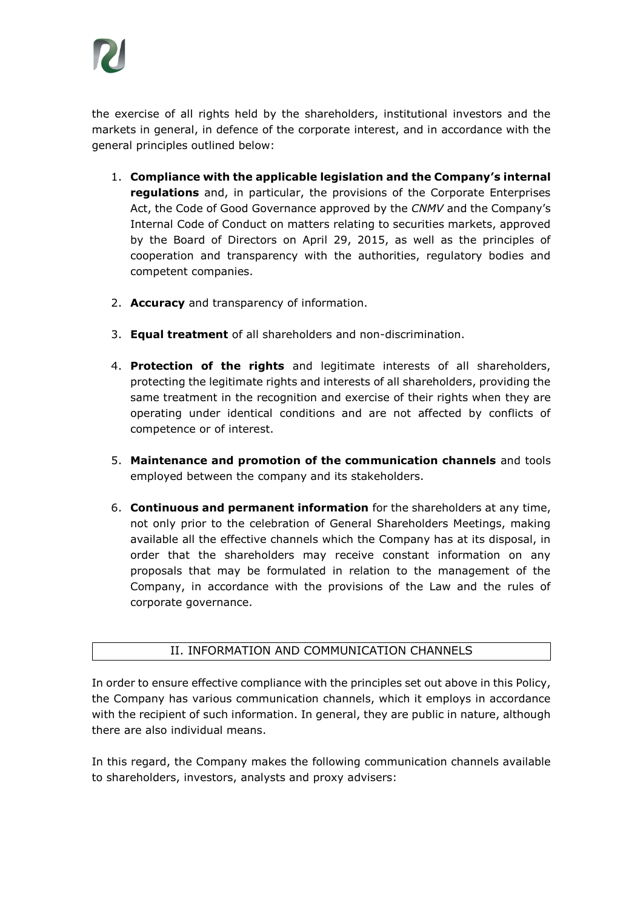the exercise of all rights held by the shareholders, institutional investors and the markets in general, in defence of the corporate interest, and in accordance with the general principles outlined below:

1. **Compliance with the applicable legislation and the Company's internal regulations** and, in particular, the provisions of the Corporate Enterprises Act, the Code of Good Governance approved by the *CNMV* and the Company's Internal Code of Conduct on matters relating to securities markets, approved by the Board of Directors on April 29, 2015, as well as the principles of cooperation and transparency with the authorities, regulatory bodies and competent companies.

2. **Accuracy** and transparency of information.

3. **Equal treatment** of all shareholders and non-discrimination.

4. **Protection of the rights** and legitimate interests of all shareholders, protecting the legitimate rights and interests of all shareholders, providing the same treatment in the recognition and exercise of their rights when they are operating under identical conditions and are not affected by conflicts of competence or of interest.

5. **Maintenance and promotion of the communication channels** and tools employed between the company and its stakeholders.

6. **Continuous and permanent information** for the shareholders at any time, not only prior to the celebration of General Shareholders Meetings, making available all the effective channels which the Company has at its disposal, in order that the shareholders may receive constant information on any proposals that may be formulated in relation to the management of the Company, in accordance with the provisions of the Law and the rules of corporate governance.

## II. INFORMATION AND COMMUNICATION CHANNELS

In order to ensure effective compliance with the principles set out above in this Policy, the Company has various communication channels, which it employs in accordance with the recipient of such information. In general, they are public in nature, although there are also individual means.

In this regard, the Company makes the following communication channels available to shareholders, investors, analysts and proxy advisers: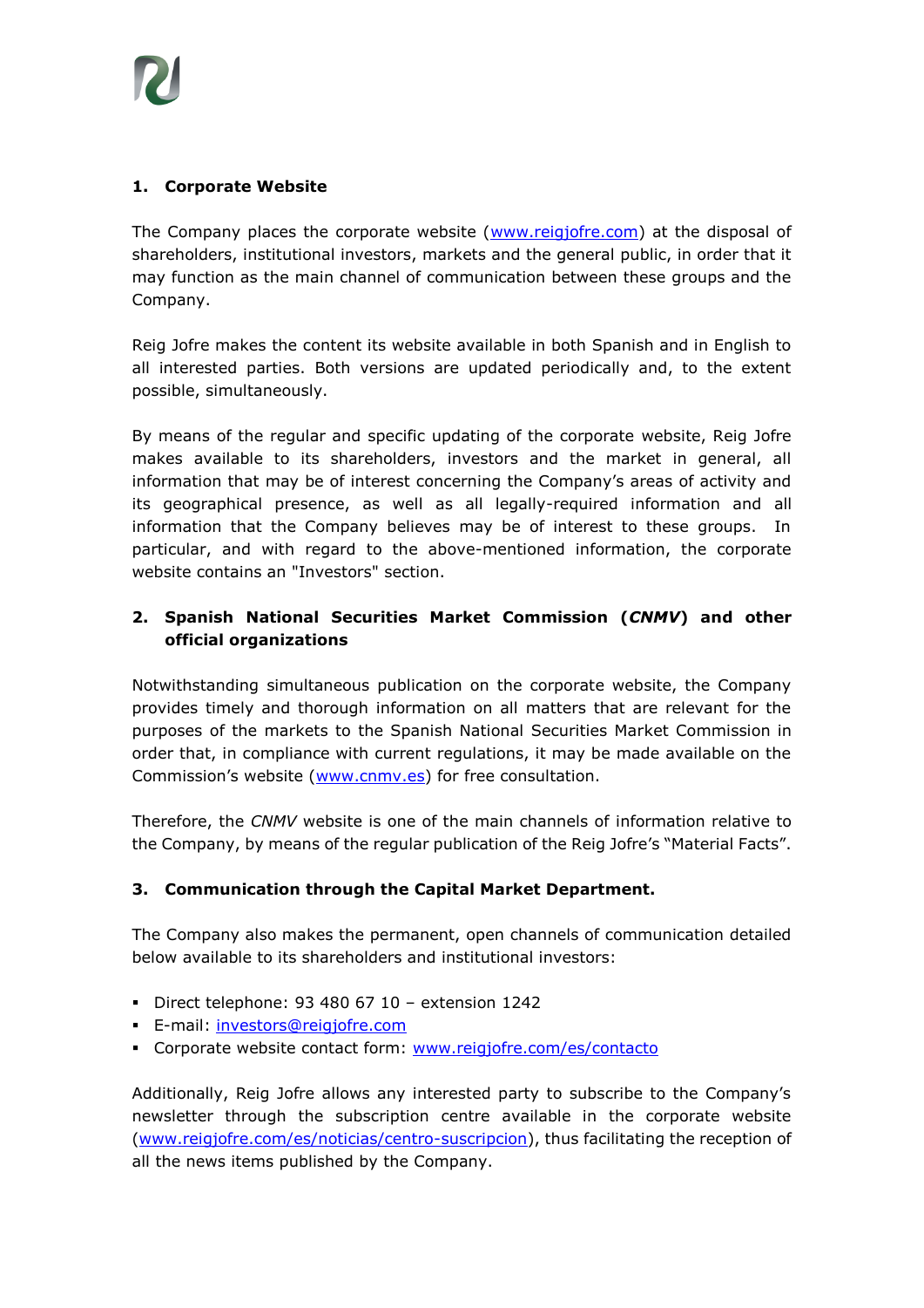## 1. Corporate Website

The Company places the corporate website (www.reigjofre.com) at the disposal of shareholders, institutional investors, markets and the general public, in order that it may function as the main channel of communication between these groups and the Company.

Reig Jofre makes the content its website available in both Spanish and in English to all interested parties. Both versions are updated periodically and, to the extent possible, simultaneously.

By means of the regular and specific updating of the corporate website, Reig Jofre makes available to its shareholders, investors and the market in general, all information that may be of interest concerning the Company's areas of activity and its geographical presence, as well as all legally-required information and all information that the Company believes may be of interest to these groups. In particular, and with regard to the above-mentioned information, the corporate website contains an "Investors" section.

## 2. Spanish National Securities Market Commission (*CNMV*) and other official organizations

Notwithstanding simultaneous publication on the corporate website, the Company provides timely and thorough information on all matters that are relevant for the purposes of the markets to the Spanish National Securities Market Commission in order that, in compliance with current regulations, it may be made available on the Commission's website (www.cnmv.es) for free consultation.

Therefore, the *CNMV* website is one of the main channels of information relative to the Company, by means of the regular publication of the Reig Jofre's "Material Facts".

## 3. Communication through the Capital Market Department.

The Company also makes the permanent, open channels of communication detailed below available to its shareholders and institutional investors:

- Direct telephone: 93 480 67 10 – extension 1242
- E-mail: investors@reigjofre.com
- Corporate website contact form: www.reigjofre.com/es/contacto

Additionally, Reig Jofre allows any interested party to subscribe to the Company's newsletter through the subscription centre available in the corporate website (www.reigjofre.com/es/noticias/centro-suscripcion), thus facilitating the reception of all the news items published by the Company.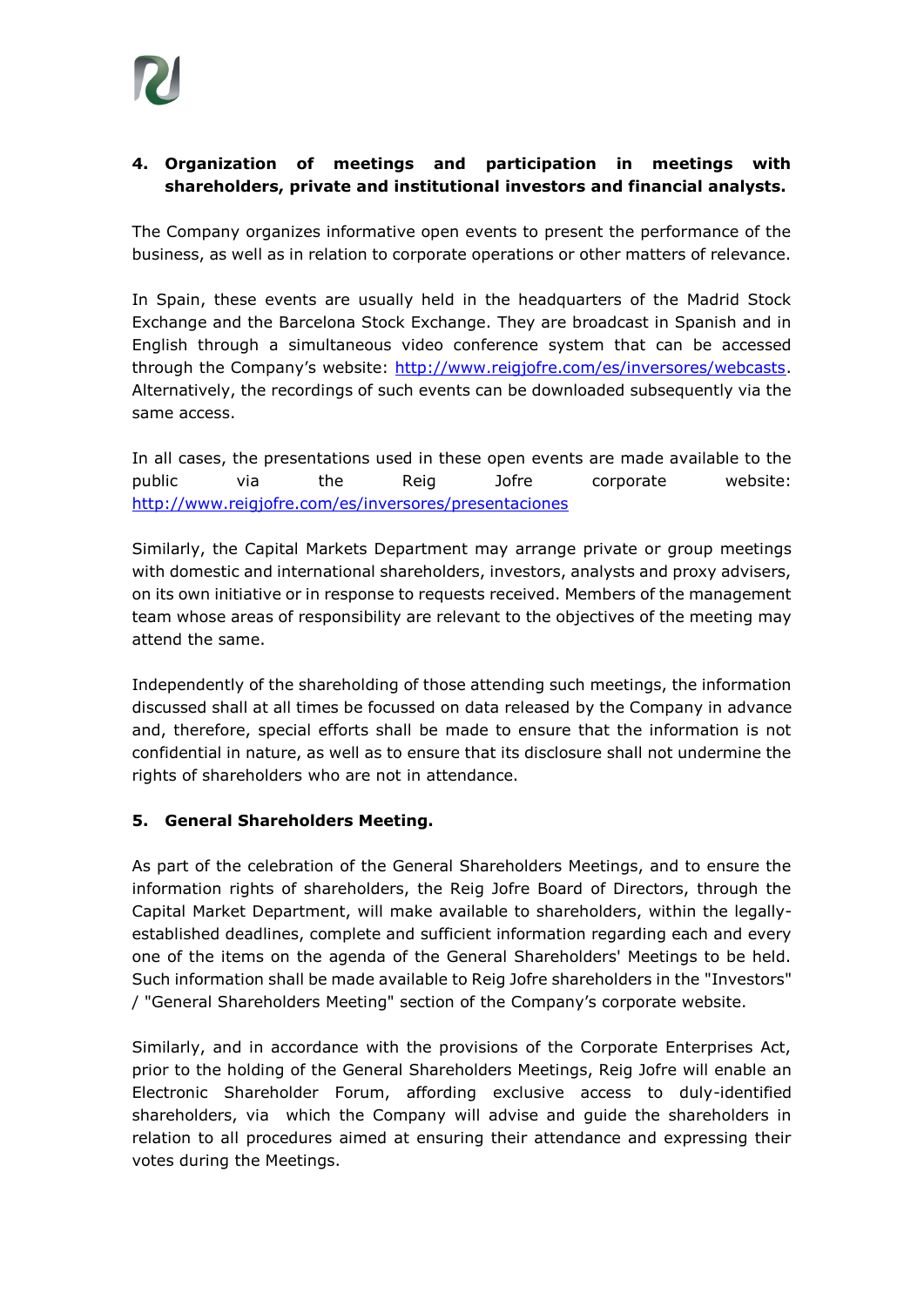## 4. Organization of meetings and participation in meetings with shareholders, private and institutional investors and financial analysts.

The Company organizes informative open events to present the performance of the business, as well as in relation to corporate operations or other matters of relevance.

In Spain, these events are usually held in the headquarters of the Madrid Stock Exchange and the Barcelona Stock Exchange. They are broadcast in Spanish and in English through a simultaneous video conference system that can be accessed through the Company's website: http://www.reigjofre.com/es/inversores/webcasts. Alternatively, the recordings of such events can be downloaded subsequently via the same access.

In all cases, the presentations used in these open events are made available to the public via the Reig Jofre corporate website: http://www.reigjofre.com/es/inversores/presentaciones

Similarly, the Capital Markets Department may arrange private or group meetings with domestic and international shareholders, investors, analysts and proxy advisers, on its own initiative or in response to requests received. Members of the management team whose areas of responsibility are relevant to the objectives of the meeting may attend the same.

Independently of the shareholding of those attending such meetings, the information discussed shall at all times be focussed on data released by the Company in advance and, therefore, special efforts shall be made to ensure that the information is not confidential in nature, as well as to ensure that its disclosure shall not undermine the rights of shareholders who are not in attendance.

## 5. General Shareholders Meeting.

As part of the celebration of the General Shareholders Meetings, and to ensure the information rights of shareholders, the Reig Jofre Board of Directors, through the Capital Market Department, will make available to shareholders, within the legally-established deadlines, complete and sufficient information regarding each and every one of the items on the agenda of the General Shareholders' Meetings to be held. Such information shall be made available to Reig Jofre shareholders in the "Investors" / "General Shareholders Meeting" section of the Company's corporate website.

Similarly, and in accordance with the provisions of the Corporate Enterprises Act, prior to the holding of the General Shareholders Meetings, Reig Jofre will enable an Electronic Shareholder Forum, affording exclusive access to duly-identified shareholders, via which the Company will advise and guide the shareholders in relation to all procedures aimed at ensuring their attendance and expressing their votes during the Meetings.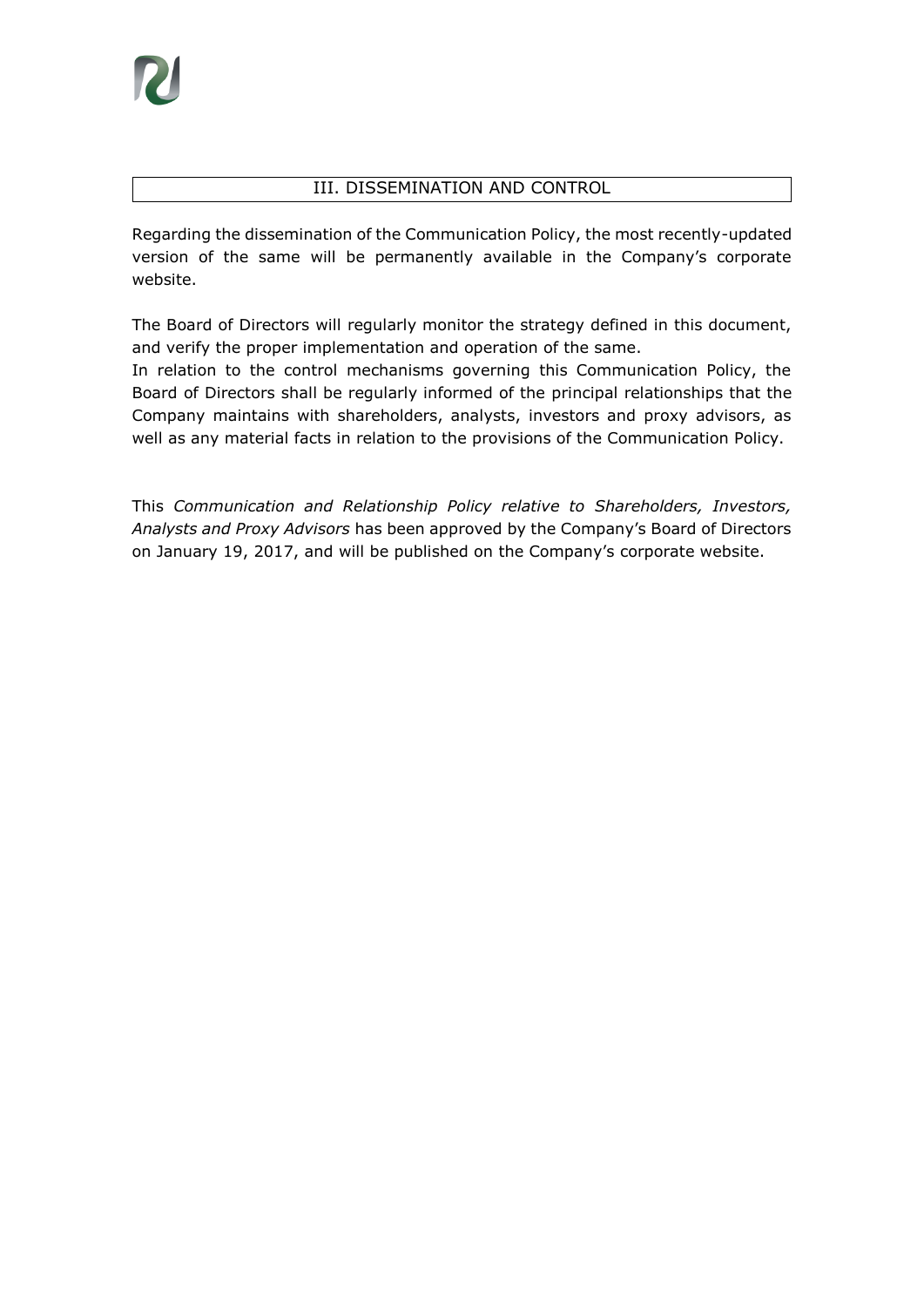## III. DISSEMINATION AND CONTROL

Regarding the dissemination of the Communication Policy, the most recently-updated version of the same will be permanently available in the Company's corporate website.

The Board of Directors will regularly monitor the strategy defined in this document, and verify the proper implementation and operation of the same.

In relation to the control mechanisms governing this Communication Policy, the Board of Directors shall be regularly informed of the principal relationships that the Company maintains with shareholders, analysts, investors and proxy advisors, as well as any material facts in relation to the provisions of the Communication Policy.

This *Communication and Relationship Policy relative to Shareholders, Investors, Analysts and Proxy Advisors* has been approved by the Company's Board of Directors on January 19, 2017, and will be published on the Company's corporate website.